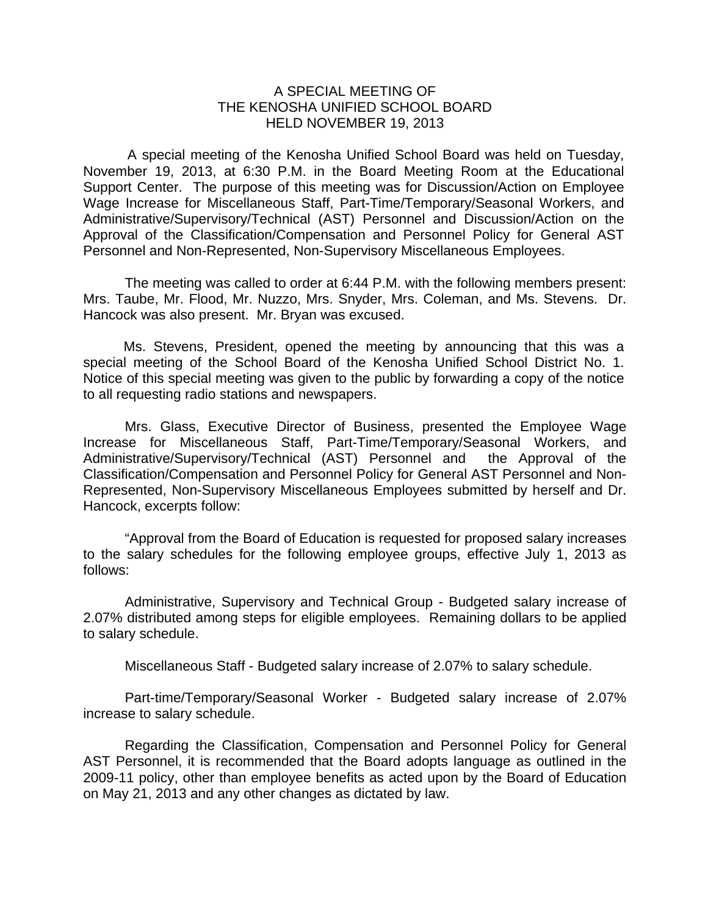# A SPECIAL MEETING OF THE KENOSHA UNIFIED SCHOOL BOARD HELD NOVEMBER 19, 2013

A special meeting of the Kenosha Unified School Board was held on Tuesday, November 19, 2013, at 6:30 P.M. in the Board Meeting Room at the Educational Support Center. The purpose of this meeting was for Discussion/Action on Employee Wage Increase for Miscellaneous Staff, Part-Time/Temporary/Seasonal Workers, and Administrative/Supervisory/Technical (AST) Personnel and Discussion/Action on the Approval of the Classification/Compensation and Personnel Policy for General AST Personnel and Non-Represented, Non-Supervisory Miscellaneous Employees.

The meeting was called to order at 6:44 P.M. with the following members present: Mrs. Taube, Mr. Flood, Mr. Nuzzo, Mrs. Snyder, Mrs. Coleman, and Ms. Stevens. Dr. Hancock was also present. Mr. Bryan was excused.

Ms. Stevens, President, opened the meeting by announcing that this was a special meeting of the School Board of the Kenosha Unified School District No. 1. Notice of this special meeting was given to the public by forwarding a copy of the notice to all requesting radio stations and newspapers.

Mrs. Glass, Executive Director of Business, presented the Employee Wage Increase for Miscellaneous Staff, Part-Time/Temporary/Seasonal Workers, and Administrative/Supervisory/Technical (AST) Personnel and the Approval of the Classification/Compensation and Personnel Policy for General AST Personnel and Non-Represented, Non-Supervisory Miscellaneous Employees submitted by herself and Dr. Hancock, excerpts follow:

"Approval from the Board of Education is requested for proposed salary increases to the salary schedules for the following employee groups, effective July 1, 2013 as follows:

Administrative, Supervisory and Technical Group - Budgeted salary increase of 2.07% distributed among steps for eligible employees. Remaining dollars to be applied to salary schedule.

Miscellaneous Staff - Budgeted salary increase of 2.07% to salary schedule.

Part-time/Temporary/Seasonal Worker - Budgeted salary increase of 2.07% increase to salary schedule.

Regarding the Classification, Compensation and Personnel Policy for General AST Personnel, it is recommended that the Board adopts language as outlined in the 2009-11 policy, other than employee benefits as acted upon by the Board of Education on May 21, 2013 and any other changes as dictated by law.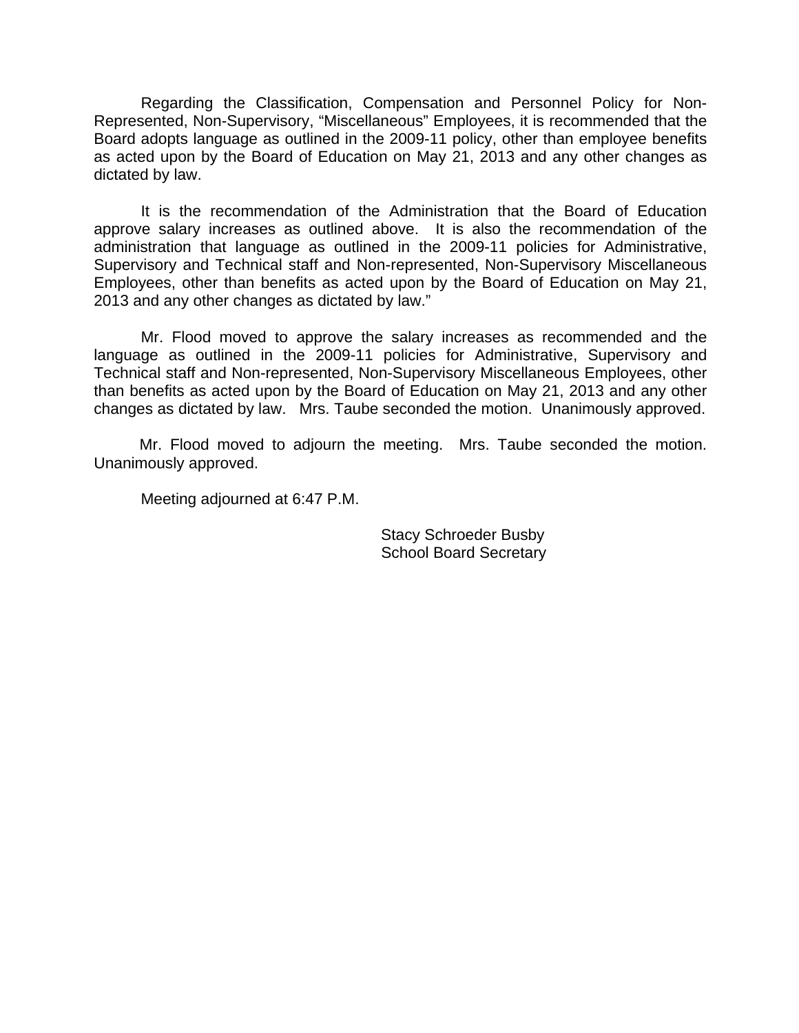Regarding the Classification, Compensation and Personnel Policy for Non-Represented, Non-Supervisory, "Miscellaneous" Employees, it is recommended that the Board adopts language as outlined in the 2009-11 policy, other than employee benefits as acted upon by the Board of Education on May 21, 2013 and any other changes as dictated by law.

It is the recommendation of the Administration that the Board of Education approve salary increases as outlined above. It is also the recommendation of the administration that language as outlined in the 2009-11 policies for Administrative, Supervisory and Technical staff and Non-represented, Non-Supervisory Miscellaneous Employees, other than benefits as acted upon by the Board of Education on May 21, 2013 and any other changes as dictated by law."

Mr. Flood moved to approve the salary increases as recommended and the language as outlined in the 2009-11 policies for Administrative, Supervisory and Technical staff and Non-represented, Non-Supervisory Miscellaneous Employees, other than benefits as acted upon by the Board of Education on May 21, 2013 and any other changes as dictated by law. Mrs. Taube seconded the motion. Unanimously approved.

Mr. Flood moved to adjourn the meeting. Mrs. Taube seconded the motion. Unanimously approved.

Meeting adjourned at 6:47 P.M.

Stacy Schroeder Busby
School Board Secretary